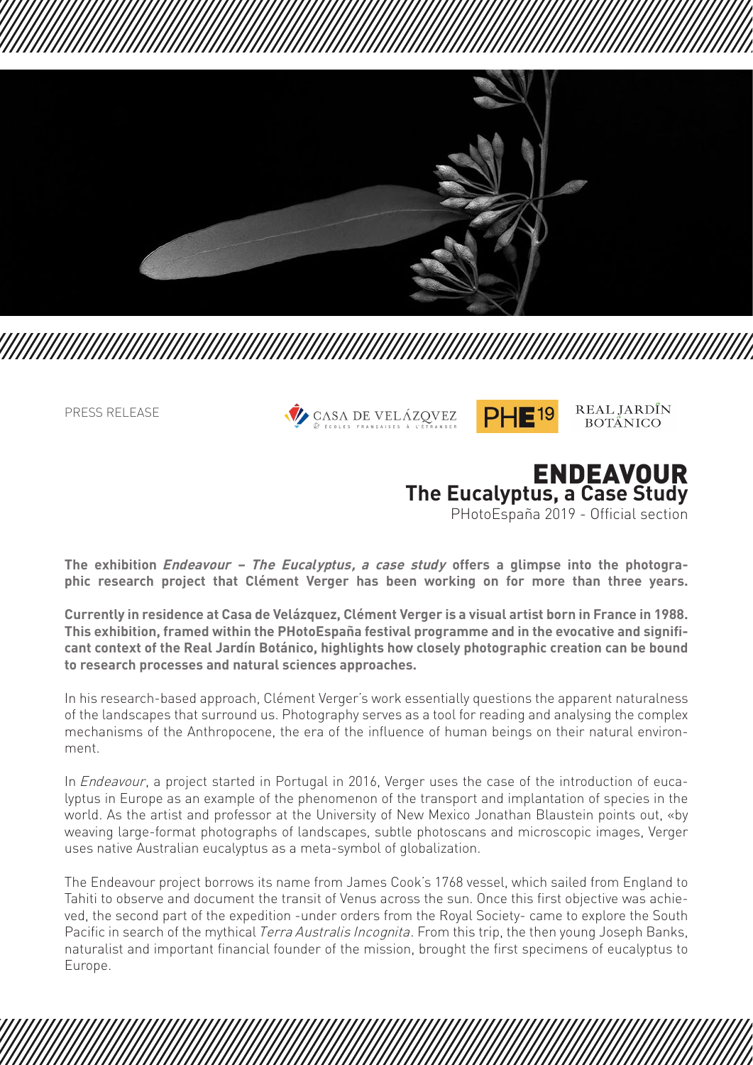PRESS RELEASE

CASA DE VELÁZQVEZ — PHE19 — REAL JARDÍN BOTÁNICO

# ENDEAVOUR
## The Eucalyptus, a Case Study
PHotoEspaña 2019 - Official section

**The exhibition *Endeavour – The Eucalyptus, a case study* offers a glimpse into the photographic research project that Clément Verger has been working on for more than three years.**

**Currently in residence at Casa de Velázquez, Clément Verger is a visual artist born in France in 1988. This exhibition, framed within the PHotoEspaña festival programme and in the evocative and significant context of the Real Jardín Botánico, highlights how closely photographic creation can be bound to research processes and natural sciences approaches.**

In his research-based approach, Clément Verger's work essentially questions the apparent naturalness of the landscapes that surround us. Photography serves as a tool for reading and analysing the complex mechanisms of the Anthropocene, the era of the influence of human beings on their natural environment.

In *Endeavour*, a project started in Portugal in 2016, Verger uses the case of the introduction of eucalyptus in Europe as an example of the phenomenon of the transport and implantation of species in the world. As the artist and professor at the University of New Mexico Jonathan Blaustein points out, «by weaving large-format photographs of landscapes, subtle photoscans and microscopic images, Verger uses native Australian eucalyptus as a meta-symbol of globalization.

The Endeavour project borrows its name from James Cook's 1768 vessel, which sailed from England to Tahiti to observe and document the transit of Venus across the sun. Once this first objective was achieved, the second part of the expedition -under orders from the Royal Society- came to explore the South Pacific in search of the mythical *Terra Australis Incognita*. From this trip, the then young Joseph Banks, naturalist and important financial founder of the mission, brought the first specimens of eucalyptus to Europe.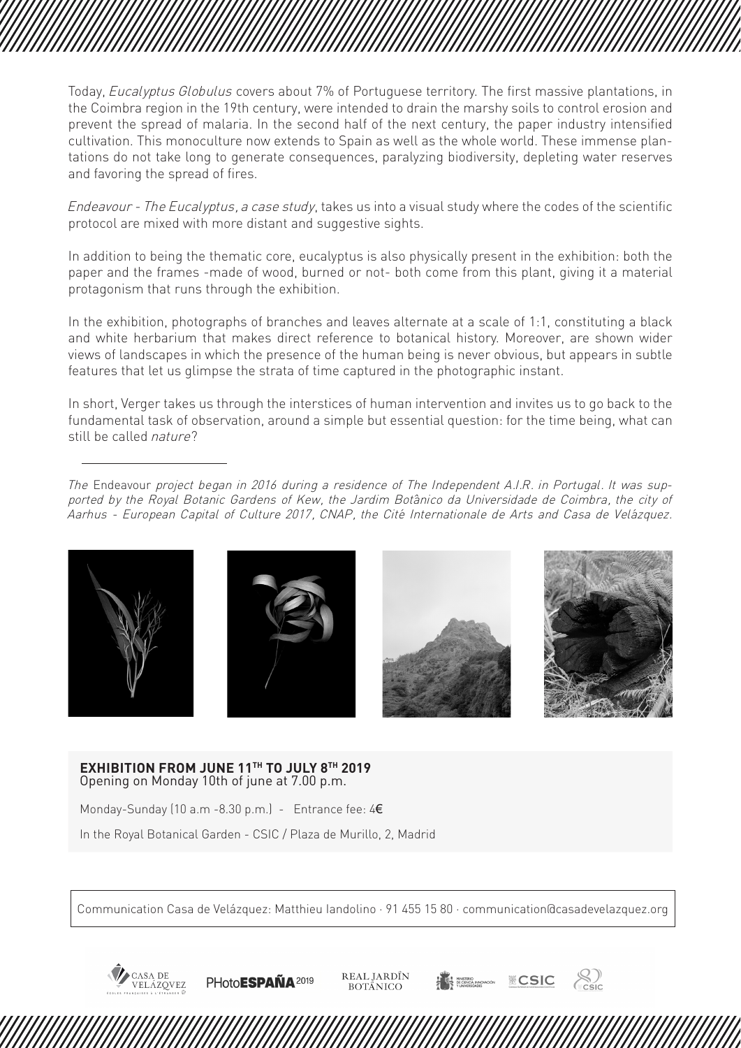Today, *Eucalyptus Globulus* covers about 7% of Portuguese territory. The first massive plantations, in the Coimbra region in the 19th century, were intended to drain the marshy soils to control erosion and prevent the spread of malaria. In the second half of the next century, the paper industry intensified cultivation. This monoculture now extends to Spain as well as the whole world. These immense plantations do not take long to generate consequences, paralyzing biodiversity, depleting water reserves and favoring the spread of fires.

*Endeavour - The Eucalyptus, a case study*, takes us into a visual study where the codes of the scientific protocol are mixed with more distant and suggestive sights.

In addition to being the thematic core, eucalyptus is also physically present in the exhibition: both the paper and the frames -made of wood, burned or not- both come from this plant, giving it a material protagonism that runs through the exhibition.

In the exhibition, photographs of branches and leaves alternate at a scale of 1:1, constituting a black and white herbarium that makes direct reference to botanical history. Moreover, are shown wider views of landscapes in which the presence of the human being is never obvious, but appears in subtle features that let us glimpse the strata of time captured in the photographic instant.

In short, Verger takes us through the interstices of human intervention and invites us to go back to the fundamental task of observation, around a simple but essential question: for the time being, what can still be called *nature*?

---

*The* Endeavour *project began in 2016 during a residence of The Independent A.I.R. in Portugal. It was supported by the Royal Botanic Gardens of Kew, the Jardim Botânico da Universidade de Coimbra, the city of Aarhus - European Capital of Culture 2017, CNAP, the Cité Internationale de Arts and Casa de Velázquez.*

**EXHIBITION FROM JUNE 11TH TO JULY 8TH 2019**
Opening on Monday 10th of june at 7.00 p.m.

Monday-Sunday (10 a.m -8.30 p.m.) - Entrance fee: 4€

In the Royal Botanical Garden - CSIC / Plaza de Murillo, 2, Madrid

Communication Casa de Velázquez: Matthieu Iandolino · 91 455 15 80 · communication@casadevelazquez.org

CASA DE VELÁZQUEZ · PHotoESPAÑA 2019 · REAL JARDÍN BOTÁNICO · MINISTERIO DE CIENCIA, INNOVACIÓN Y UNIVERSIDADES · CSIC